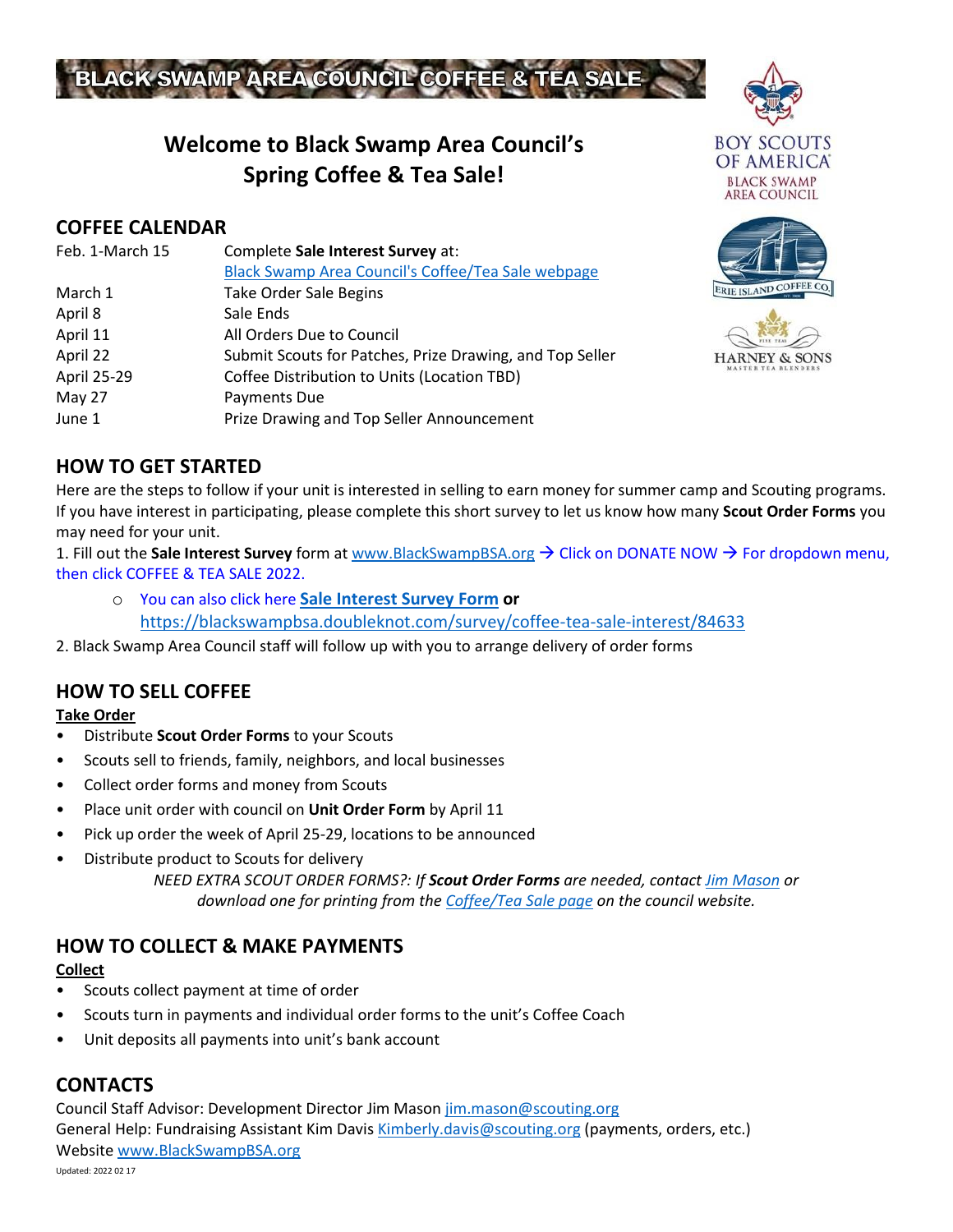# BLACK SWAMP AREA COUNCIL COFFEE & TEA SALE

BOY SCOUTS OF AMERICA
BLACK SWAMP AREA COUNCIL

ERIE ISLAND COFFEE CO.

HARNEY & SONS
MASTER TEA BLENDERS

## Welcome to Black Swamp Area Council's Spring Coffee & Tea Sale!

## COFFEE CALENDAR

| | |
|---|---|
| Feb. 1-March 15 | Complete **Sale Interest Survey** at: Black Swamp Area Council's Coffee/Tea Sale webpage |
| March 1 | Take Order Sale Begins |
| April 8 | Sale Ends |
| April 11 | All Orders Due to Council |
| April 22 | Submit Scouts for Patches, Prize Drawing, and Top Seller |
| April 25-29 | Coffee Distribution to Units (Location TBD) |
| May 27 | Payments Due |
| June 1 | Prize Drawing and Top Seller Announcement |

## HOW TO GET STARTED

Here are the steps to follow if your unit is interested in selling to earn money for summer camp and Scouting programs. If you have interest in participating, please complete this short survey to let us know how many **Scout Order Forms** you may need for your unit.

1. Fill out the **Sale Interest Survey** form at www.BlackSwampBSA.org → Click on DONATE NOW → For dropdown menu, then click COFFEE & TEA SALE 2022.
   - You can also click here **Sale Interest Survey Form** **or** https://blackswampbsa.doubleknot.com/survey/coffee-tea-sale-interest/84633
2. Black Swamp Area Council staff will follow up with you to arrange delivery of order forms

## HOW TO SELL COFFEE

**Take Order**

- Distribute **Scout Order Forms** to your Scouts
- Scouts sell to friends, family, neighbors, and local businesses
- Collect order forms and money from Scouts
- Place unit order with council on **Unit Order Form** by April 11
- Pick up order the week of April 25-29, locations to be announced
- Distribute product to Scouts for delivery

*NEED EXTRA SCOUT ORDER FORMS?: If **Scout Order Forms** are needed, contact Jim Mason or download one for printing from the Coffee/Tea Sale page on the council website.*

## HOW TO COLLECT & MAKE PAYMENTS

**Collect**

- Scouts collect payment at time of order
- Scouts turn in payments and individual order forms to the unit's Coffee Coach
- Unit deposits all payments into unit's bank account

## CONTACTS

Council Staff Advisor: Development Director Jim Mason jim.mason@scouting.org
General Help: Fundraising Assistant Kim Davis Kimberly.davis@scouting.org (payments, orders, etc.)
Website www.BlackSwampBSA.org

Updated: 2022 02 17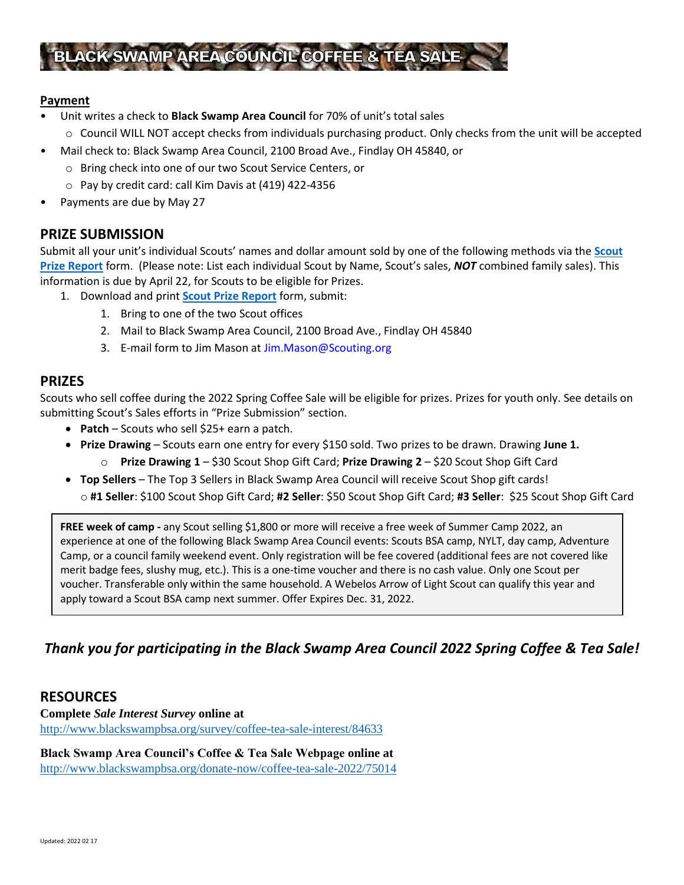# BLACK SWAMP AREA COUNCIL COFFEE & TEA SALE

## Payment

- Unit writes a check to **Black Swamp Area Council** for 70% of unit's total sales
  - Council WILL NOT accept checks from individuals purchasing product. Only checks from the unit will be accepted
- Mail check to: Black Swamp Area Council, 2100 Broad Ave., Findlay OH 45840, or
  - Bring check into one of our two Scout Service Centers, or
  - Pay by credit card: call Kim Davis at (419) 422-4356
- Payments are due by May 27

## PRIZE SUBMISSION

Submit all your unit's individual Scouts' names and dollar amount sold by one of the following methods via the **Scout Prize Report** form. (Please note: List each individual Scout by Name, Scout's sales, ***NOT*** combined family sales). This information is due by April 22, for Scouts to be eligible for Prizes.

1. Download and print **Scout Prize Report** form, submit:
   1. Bring to one of the two Scout offices
   2. Mail to Black Swamp Area Council, 2100 Broad Ave., Findlay OH 45840
   3. E-mail form to Jim Mason at Jim.Mason@Scouting.org

## PRIZES

Scouts who sell coffee during the 2022 Spring Coffee Sale will be eligible for prizes. Prizes for youth only. See details on submitting Scout's Sales efforts in "Prize Submission" section.

- **Patch** – Scouts who sell $25+ earn a patch.
- **Prize Drawing** – Scouts earn one entry for every $150 sold. Two prizes to be drawn. Drawing **June 1.**
  - **Prize Drawing 1** – $30 Scout Shop Gift Card; **Prize Drawing 2** – $20 Scout Shop Gift Card
- **Top Sellers** – The Top 3 Sellers in Black Swamp Area Council will receive Scout Shop gift cards!
  - **#1 Seller**: $100 Scout Shop Gift Card; **#2 Seller**: $50 Scout Shop Gift Card; **#3 Seller**: $25 Scout Shop Gift Card

**FREE week of camp -** any Scout selling $1,800 or more will receive a free week of Summer Camp 2022, an experience at one of the following Black Swamp Area Council events: Scouts BSA camp, NYLT, day camp, Adventure Camp, or a council family weekend event. Only registration will be fee covered (additional fees are not covered like merit badge fees, slushy mug, etc.). This is a one-time voucher and there is no cash value. Only one Scout per voucher. Transferable only within the same household. A Webelos Arrow of Light Scout can qualify this year and apply toward a Scout BSA camp next summer. Offer Expires Dec. 31, 2022.

***Thank you for participating in the Black Swamp Area Council 2022 Spring Coffee & Tea Sale!***

## RESOURCES

**Complete *Sale Interest Survey* online at**
http://www.blackswampbsa.org/survey/coffee-tea-sale-interest/84633

**Black Swamp Area Council's Coffee & Tea Sale Webpage online at**
http://www.blackswampbsa.org/donate-now/coffee-tea-sale-2022/75014

Updated: 2022 02 17